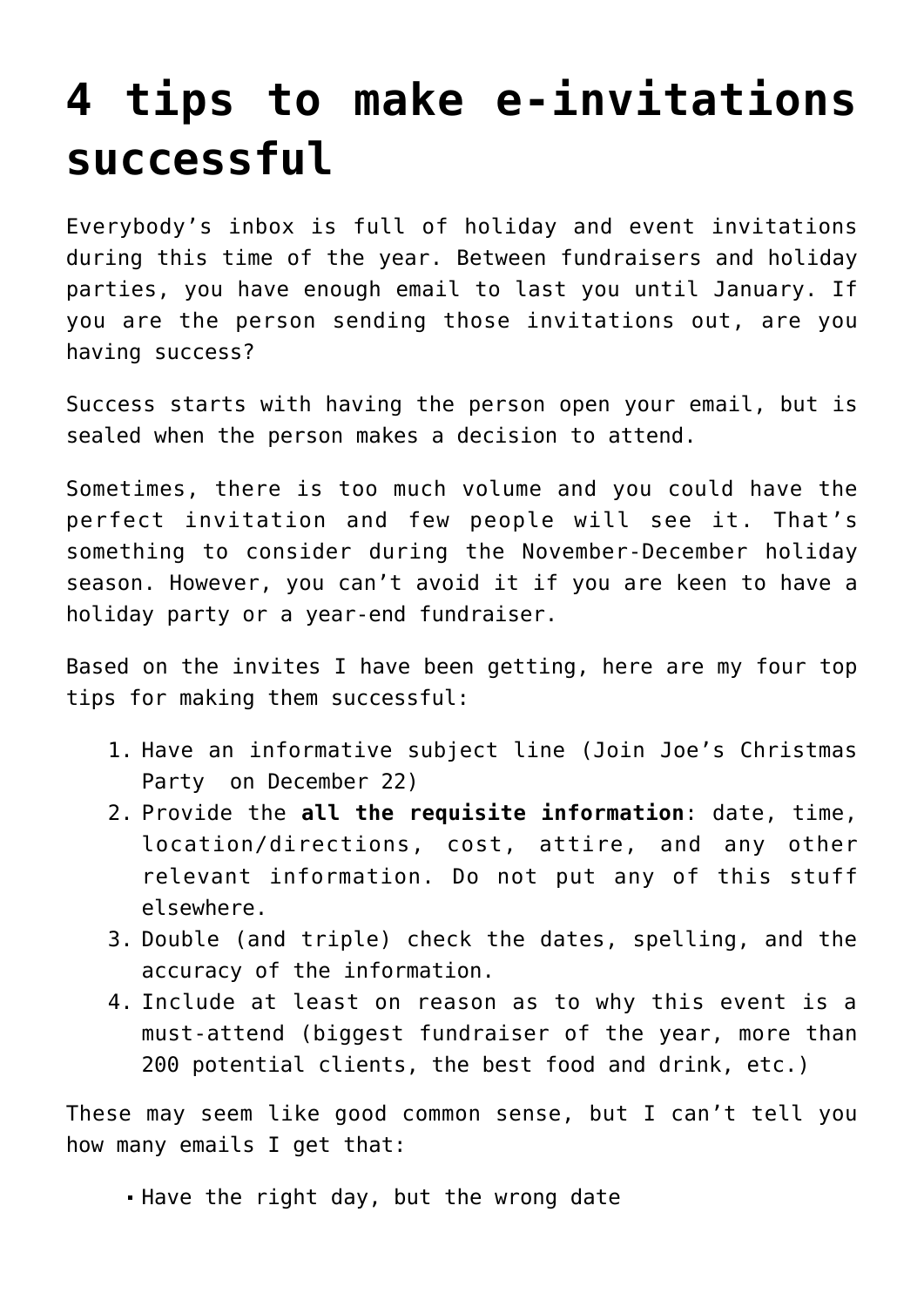# 4 tips to make e-invitations successful

Everybody's inbox is full of holiday and event invitations during this time of the year. Between fundraisers and holiday parties, you have enough email to last you until January. If you are the person sending those invitations out, are you having success?

Success starts with having the person open your email, but is sealed when the person makes a decision to attend.

Sometimes, there is too much volume and you could have the perfect invitation and few people will see it. That's something to consider during the November-December holiday season. However, you can't avoid it if you are keen to have a holiday party or a year-end fundraiser.

Based on the invites I have been getting, here are my four top tips for making them successful:

1. Have an informative subject line (Join Joe's Christmas Party on December 22)
2. Provide the **all the requisite information**: date, time, location/directions, cost, attire, and any other relevant information. Do not put any of this stuff elsewhere.
3. Double (and triple) check the dates, spelling, and the accuracy of the information.
4. Include at least on reason as to why this event is a must-attend (biggest fundraiser of the year, more than 200 potential clients, the best food and drink, etc.)

These may seem like good common sense, but I can't tell you how many emails I get that:

- Have the right day, but the wrong date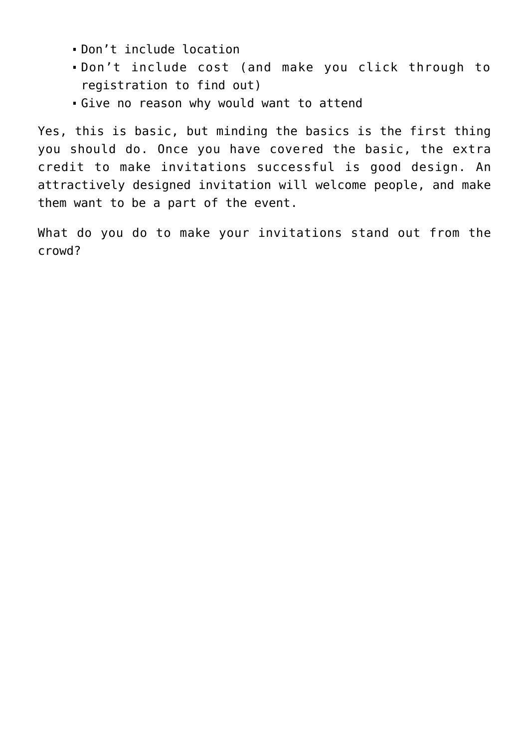- Don't include location
- Don't include cost (and make you click through to registration to find out)
- Give no reason why would want to attend

Yes, this is basic, but minding the basics is the first thing you should do. Once you have covered the basic, the extra credit to make invitations successful is good design. An attractively designed invitation will welcome people, and make them want to be a part of the event.

What do you do to make your invitations stand out from the crowd?